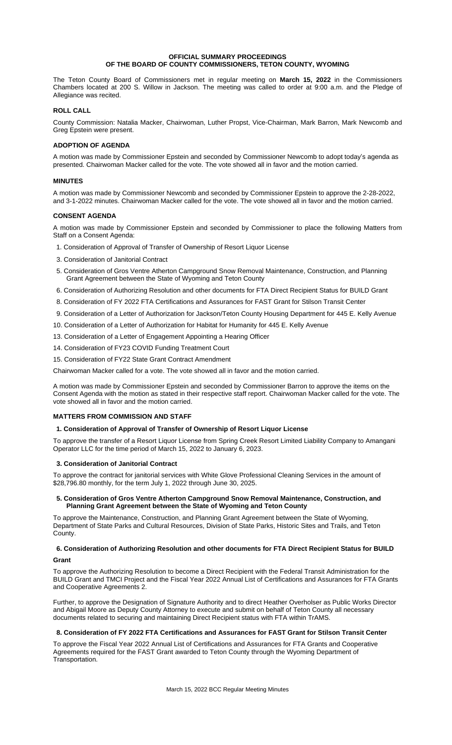**OFFICIAL SUMMARY PROCEEDINGS**
**OF THE BOARD OF COUNTY COMMISSIONERS, TETON COUNTY, WYOMING**

The Teton County Board of Commissioners met in regular meeting on **March 15, 2022** in the Commissioners Chambers located at 200 S. Willow in Jackson. The meeting was called to order at 9:00 a.m. and the Pledge of Allegiance was recited.

## ROLL CALL

County Commission: Natalia Macker, Chairwoman, Luther Propst, Vice-Chairman, Mark Barron, Mark Newcomb and Greg Epstein were present.

## ADOPTION OF AGENDA

A motion was made by Commissioner Epstein and seconded by Commissioner Newcomb to adopt today's agenda as presented. Chairwoman Macker called for the vote. The vote showed all in favor and the motion carried.

## MINUTES

A motion was made by Commissioner Newcomb and seconded by Commissioner Epstein to approve the 2-28-2022, and 3-1-2022 minutes. Chairwoman Macker called for the vote. The vote showed all in favor and the motion carried.

## CONSENT AGENDA

A motion was made by Commissioner Epstein and seconded by Commissioner to place the following Matters from Staff on a Consent Agenda:

1. Consideration of Approval of Transfer of Ownership of Resort Liquor License
3. Consideration of Janitorial Contract
5. Consideration of Gros Ventre Atherton Campground Snow Removal Maintenance, Construction, and Planning Grant Agreement between the State of Wyoming and Teton County
6. Consideration of Authorizing Resolution and other documents for FTA Direct Recipient Status for BUILD Grant
8. Consideration of FY 2022 FTA Certifications and Assurances for FAST Grant for Stilson Transit Center
9. Consideration of a Letter of Authorization for Jackson/Teton County Housing Department for 445 E. Kelly Avenue
10. Consideration of a Letter of Authorization for Habitat for Humanity for 445 E. Kelly Avenue
13. Consideration of a Letter of Engagement Appointing a Hearing Officer
14. Consideration of FY23 COVID Funding Treatment Court
15. Consideration of FY22 State Grant Contract Amendment

Chairwoman Macker called for a vote. The vote showed all in favor and the motion carried.

A motion was made by Commissioner Epstein and seconded by Commissioner Barron to approve the items on the Consent Agenda with the motion as stated in their respective staff report. Chairwoman Macker called for the vote. The vote showed all in favor and the motion carried.

## MATTERS FROM COMMISSION AND STAFF

### 1. Consideration of Approval of Transfer of Ownership of Resort Liquor License

To approve the transfer of a Resort Liquor License from Spring Creek Resort Limited Liability Company to Amangani Operator LLC for the time period of March 15, 2022 to January 6, 2023.

### 3. Consideration of Janitorial Contract

To approve the contract for janitorial services with White Glove Professional Cleaning Services in the amount of $28,796.80 monthly, for the term July 1, 2022 through June 30, 2025.

### 5. Consideration of Gros Ventre Atherton Campground Snow Removal Maintenance, Construction, and Planning Grant Agreement between the State of Wyoming and Teton County

To approve the Maintenance, Construction, and Planning Grant Agreement between the State of Wyoming, Department of State Parks and Cultural Resources, Division of State Parks, Historic Sites and Trails, and Teton County.

### 6. Consideration of Authorizing Resolution and other documents for FTA Direct Recipient Status for BUILD Grant

To approve the Authorizing Resolution to become a Direct Recipient with the Federal Transit Administration for the BUILD Grant and TMCI Project and the Fiscal Year 2022 Annual List of Certifications and Assurances for FTA Grants and Cooperative Agreements 2.

Further, to approve the Designation of Signature Authority and to direct Heather Overholser as Public Works Director and Abigail Moore as Deputy County Attorney to execute and submit on behalf of Teton County all necessary documents related to securing and maintaining Direct Recipient status with FTA within TrAMS.

### 8. Consideration of FY 2022 FTA Certifications and Assurances for FAST Grant for Stilson Transit Center

To approve the Fiscal Year 2022 Annual List of Certifications and Assurances for FTA Grants and Cooperative Agreements required for the FAST Grant awarded to Teton County through the Wyoming Department of Transportation.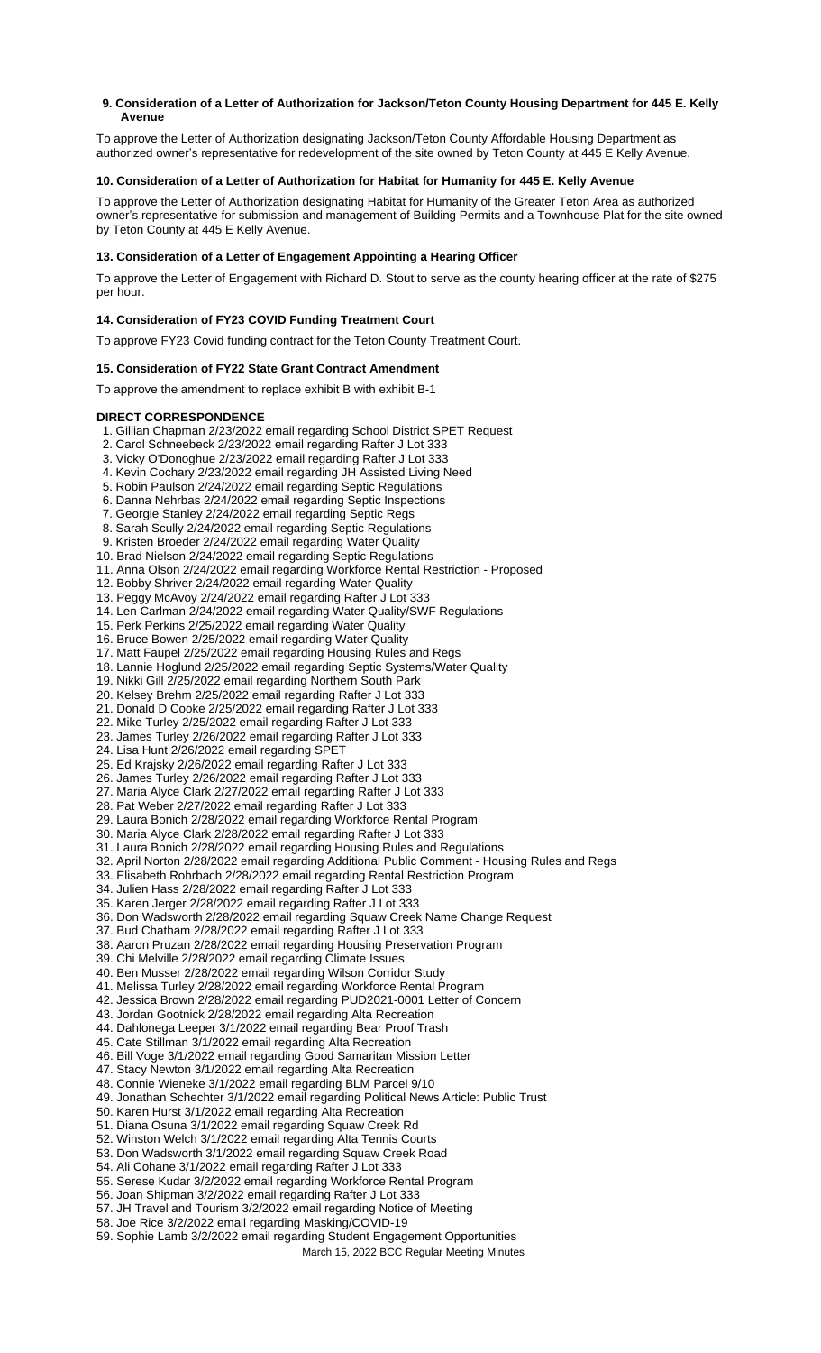**9. Consideration of a Letter of Authorization for Jackson/Teton County Housing Department for 445 E. Kelly Avenue**

To approve the Letter of Authorization designating Jackson/Teton County Affordable Housing Department as authorized owner's representative for redevelopment of the site owned by Teton County at 445 E Kelly Avenue.

**10. Consideration of a Letter of Authorization for Habitat for Humanity for 445 E. Kelly Avenue**

To approve the Letter of Authorization designating Habitat for Humanity of the Greater Teton Area as authorized owner's representative for submission and management of Building Permits and a Townhouse Plat for the site owned by Teton County at 445 E Kelly Avenue.

**13. Consideration of a Letter of Engagement Appointing a Hearing Officer**

To approve the Letter of Engagement with Richard D. Stout to serve as the county hearing officer at the rate of $275 per hour.

**14. Consideration of FY23 COVID Funding Treatment Court**

To approve FY23 Covid funding contract for the Teton County Treatment Court.

**15. Consideration of FY22 State Grant Contract Amendment**

To approve the amendment to replace exhibit B with exhibit B-1

**DIRECT CORRESPONDENCE**

1. Gillian Chapman 2/23/2022 email regarding School District SPET Request
2. Carol Schneebeck 2/23/2022 email regarding Rafter J Lot 333
3. Vicky O'Donoghue 2/23/2022 email regarding Rafter J Lot 333
4. Kevin Cochary 2/23/2022 email regarding JH Assisted Living Need
5. Robin Paulson 2/24/2022 email regarding Septic Regulations
6. Danna Nehrbas 2/24/2022 email regarding Septic Inspections
7. Georgie Stanley 2/24/2022 email regarding Septic Regs
8. Sarah Scully 2/24/2022 email regarding Septic Regulations
9. Kristen Broeder 2/24/2022 email regarding Water Quality
10. Brad Nielson 2/24/2022 email regarding Septic Regulations
11. Anna Olson 2/24/2022 email regarding Workforce Rental Restriction - Proposed
12. Bobby Shriver 2/24/2022 email regarding Water Quality
13. Peggy McAvoy 2/24/2022 email regarding Rafter J Lot 333
14. Len Carlman 2/24/2022 email regarding Water Quality/SWF Regulations
15. Perk Perkins 2/25/2022 email regarding Water Quality
16. Bruce Bowen 2/25/2022 email regarding Water Quality
17. Matt Faupel 2/25/2022 email regarding Housing Rules and Regs
18. Lannie Hoglund 2/25/2022 email regarding Septic Systems/Water Quality
19. Nikki Gill 2/25/2022 email regarding Northern South Park
20. Kelsey Brehm 2/25/2022 email regarding Rafter J Lot 333
21. Donald D Cooke 2/25/2022 email regarding Rafter J Lot 333
22. Mike Turley 2/25/2022 email regarding Rafter J Lot 333
23. James Turley 2/26/2022 email regarding Rafter J Lot 333
24. Lisa Hunt 2/26/2022 email regarding SPET
25. Ed Krajsky 2/26/2022 email regarding Rafter J Lot 333
26. James Turley 2/26/2022 email regarding Rafter J Lot 333
27. Maria Alyce Clark 2/27/2022 email regarding Rafter J Lot 333
28. Pat Weber 2/27/2022 email regarding Rafter J Lot 333
29. Laura Bonich 2/28/2022 email regarding Workforce Rental Program
30. Maria Alyce Clark 2/28/2022 email regarding Rafter J Lot 333
31. Laura Bonich 2/28/2022 email regarding Housing Rules and Regulations
32. April Norton 2/28/2022 email regarding Additional Public Comment - Housing Rules and Regs
33. Elisabeth Rohrbach 2/28/2022 email regarding Rental Restriction Program
34. Julien Hass 2/28/2022 email regarding Rafter J Lot 333
35. Karen Jerger 2/28/2022 email regarding Rafter J Lot 333
36. Don Wadsworth 2/28/2022 email regarding Squaw Creek Name Change Request
37. Bud Chatham 2/28/2022 email regarding Rafter J Lot 333
38. Aaron Pruzan 2/28/2022 email regarding Housing Preservation Program
39. Chi Melville 2/28/2022 email regarding Climate Issues
40. Ben Musser 2/28/2022 email regarding Wilson Corridor Study
41. Melissa Turley 2/28/2022 email regarding Workforce Rental Program
42. Jessica Brown 2/28/2022 email regarding PUD2021-0001 Letter of Concern
43. Jordan Gootnick 2/28/2022 email regarding Alta Recreation
44. Dahlonega Leeper 3/1/2022 email regarding Bear Proof Trash
45. Cate Stillman 3/1/2022 email regarding Alta Recreation
46. Bill Voge 3/1/2022 email regarding Good Samaritan Mission Letter
47. Stacy Newton 3/1/2022 email regarding Alta Recreation
48. Connie Wieneke 3/1/2022 email regarding BLM Parcel 9/10
49. Jonathan Schechter 3/1/2022 email regarding Political News Article: Public Trust
50. Karen Hurst 3/1/2022 email regarding Alta Recreation
51. Diana Osuna 3/1/2022 email regarding Squaw Creek Rd
52. Winston Welch 3/1/2022 email regarding Alta Tennis Courts
53. Don Wadsworth 3/1/2022 email regarding Squaw Creek Road
54. Ali Cohane 3/1/2022 email regarding Rafter J Lot 333
55. Serese Kudar 3/2/2022 email regarding Workforce Rental Program
56. Joan Shipman 3/2/2022 email regarding Rafter J Lot 333
57. JH Travel and Tourism 3/2/2022 email regarding Notice of Meeting
58. Joe Rice 3/2/2022 email regarding Masking/COVID-19
59. Sophie Lamb 3/2/2022 email regarding Student Engagement Opportunities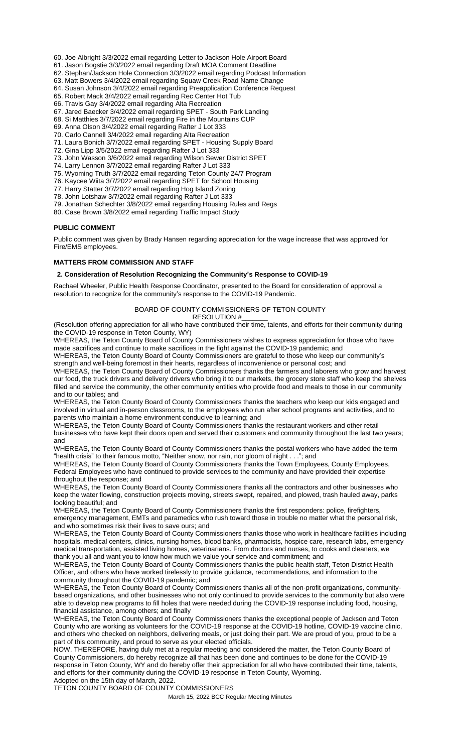60. Joe Albright 3/3/2022 email regarding Letter to Jackson Hole Airport Board
61. Jason Bogstie 3/3/2022 email regarding Draft MOA Comment Deadline
62. Stephan/Jackson Hole Connection 3/3/2022 email regarding Podcast Information
63. Matt Bowers 3/4/2022 email regarding Squaw Creek Road Name Change
64. Susan Johnson 3/4/2022 email regarding Preapplication Conference Request
65. Robert Mack 3/4/2022 email regarding Rec Center Hot Tub
66. Travis Gay 3/4/2022 email regarding Alta Recreation
67. Jared Baecker 3/4/2022 email regarding SPET - South Park Landing
68. Si Matthies 3/7/2022 email regarding Fire in the Mountains CUP
69. Anna Olson 3/4/2022 email regarding Rafter J Lot 333
70. Carlo Cannell 3/4/2022 email regarding Alta Recreation
71. Laura Bonich 3/7/2022 email regarding SPET - Housing Supply Board
72. Gina Lipp 3/5/2022 email regarding Rafter J Lot 333
73. John Wasson 3/6/2022 email regarding Wilson Sewer District SPET
74. Larry Lennon 3/7/2022 email regarding Rafter J Lot 333
75. Wyoming Truth 3/7/2022 email regarding Teton County 24/7 Program
76. Kaycee Wiita 3/7/2022 email regarding SPET for School Housing
77. Harry Statter 3/7/2022 email regarding Hog Island Zoning
78. John Lotshaw 3/7/2022 email regarding Rafter J Lot 333
79. Jonathan Schechter 3/8/2022 email regarding Housing Rules and Regs
80. Case Brown 3/8/2022 email regarding Traffic Impact Study

**PUBLIC COMMENT**

Public comment was given by Brady Hansen regarding appreciation for the wage increase that was approved for Fire/EMS employees.

**MATTERS FROM COMMISSION AND STAFF**

**2. Consideration of Resolution Recognizing the Community's Response to COVID-19**

Rachael Wheeler, Public Health Response Coordinator, presented to the Board for consideration of approval a resolution to recognize for the community's response to the COVID-19 Pandemic.

BOARD OF COUNTY COMMISSIONERS OF TETON COUNTY
RESOLUTION #\_\_\_\_\_\_\_

(Resolution offering appreciation for all who have contributed their time, talents, and efforts for their community during the COVID-19 response in Teton County, WY)

WHEREAS, the Teton County Board of County Commissioners wishes to express appreciation for those who have made sacrifices and continue to make sacrifices in the fight against the COVID-19 pandemic; and

WHEREAS, the Teton County Board of County Commissioners are grateful to those who keep our community's strength and well-being foremost in their hearts, regardless of inconvenience or personal cost; and

WHEREAS, the Teton County Board of County Commissioners thanks the farmers and laborers who grow and harvest our food, the truck drivers and delivery drivers who bring it to our markets, the grocery store staff who keep the shelves filled and service the community, the other community entities who provide food and meals to those in our community and to our tables; and

WHEREAS, the Teton County Board of County Commissioners thanks the teachers who keep our kids engaged and involved in virtual and in-person classrooms, to the employees who run after school programs and activities, and to parents who maintain a home environment conducive to learning; and

WHEREAS, the Teton County Board of County Commissioners thanks the restaurant workers and other retail businesses who have kept their doors open and served their customers and community throughout the last two years; and

WHEREAS, the Teton County Board of County Commissioners thanks the postal workers who have added the term "health crisis" to their famous motto, "Neither snow, nor rain, nor gloom of night . . ."; and

WHEREAS, the Teton County Board of County Commissioners thanks the Town Employees, County Employees, Federal Employees who have continued to provide services to the community and have provided their expertise throughout the response; and

WHEREAS, the Teton County Board of County Commissioners thanks all the contractors and other businesses who keep the water flowing, construction projects moving, streets swept, repaired, and plowed, trash hauled away, parks looking beautiful; and

WHEREAS, the Teton County Board of County Commissioners thanks the first responders: police, firefighters, emergency management, EMTs and paramedics who rush toward those in trouble no matter what the personal risk, and who sometimes risk their lives to save ours; and

WHEREAS, the Teton County Board of County Commissioners thanks those who work in healthcare facilities including hospitals, medical centers, clinics, nursing homes, blood banks, pharmacists, hospice care, research labs, emergency medical transportation, assisted living homes, veterinarians. From doctors and nurses, to cooks and cleaners, we thank you all and want you to know how much we value your service and commitment; and

WHEREAS, the Teton County Board of County Commissioners thanks the public health staff, Teton District Health Officer, and others who have worked tirelessly to provide guidance, recommendations, and information to the community throughout the COVID-19 pandemic; and

WHEREAS, the Teton County Board of County Commissioners thanks all of the non-profit organizations, community-based organizations, and other businesses who not only continued to provide services to the community but also were able to develop new programs to fill holes that were needed during the COVID-19 response including food, housing, financial assistance, among others; and finally

WHEREAS, the Teton County Board of County Commissioners thanks the exceptional people of Jackson and Teton County who are working as volunteers for the COVID-19 response at the COVID-19 hotline, COVID-19 vaccine clinic, and others who checked on neighbors, delivering meals, or just doing their part. We are proud of you, proud to be a part of this community, and proud to serve as your elected officials.

NOW, THEREFORE, having duly met at a regular meeting and considered the matter, the Teton County Board of County Commissioners, do hereby recognize all that has been done and continues to be done for the COVID-19 response in Teton County, WY and do hereby offer their appreciation for all who have contributed their time, talents, and efforts for their community during the COVID-19 response in Teton County, Wyoming.

Adopted on the 15th day of March, 2022.

TETON COUNTY BOARD OF COUNTY COMMISSIONERS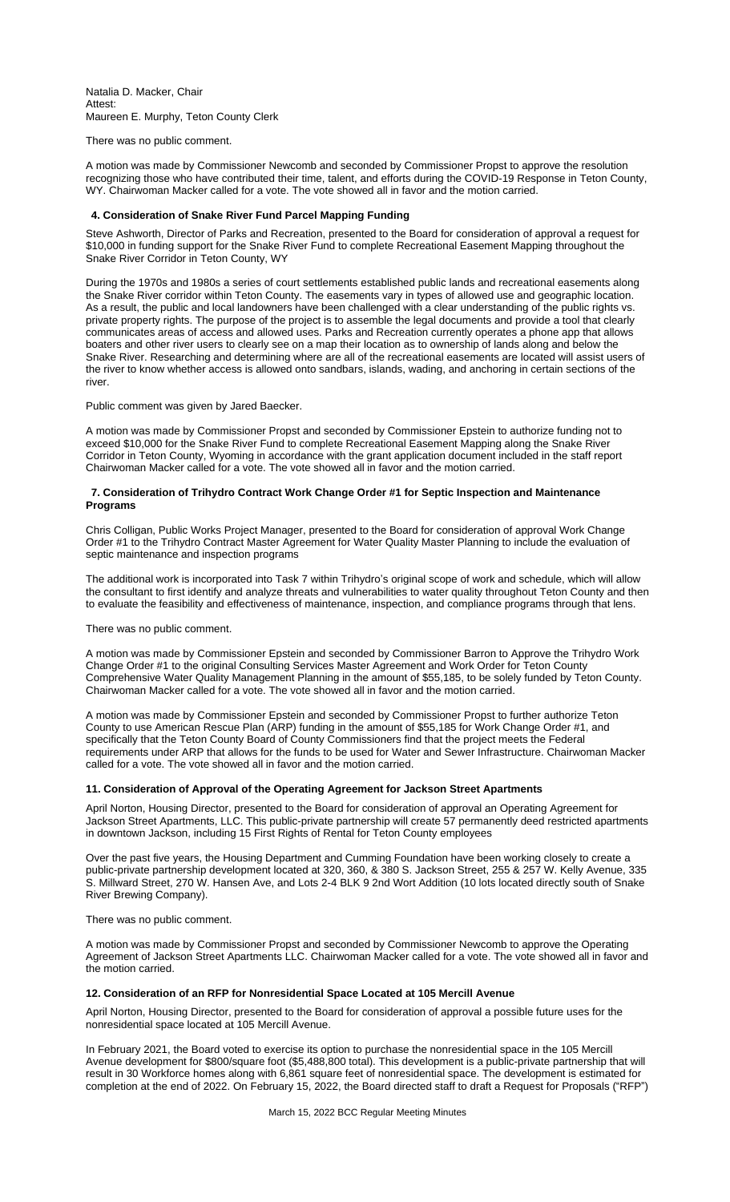Natalia D. Macker, Chair
Attest:
Maureen E. Murphy, Teton County Clerk

There was no public comment.

A motion was made by Commissioner Newcomb and seconded by Commissioner Propst to approve the resolution recognizing those who have contributed their time, talent, and efforts during the COVID-19 Response in Teton County, WY. Chairwoman Macker called for a vote. The vote showed all in favor and the motion carried.

**4. Consideration of Snake River Fund Parcel Mapping Funding**

Steve Ashworth, Director of Parks and Recreation, presented to the Board for consideration of approval a request for \$10,000 in funding support for the Snake River Fund to complete Recreational Easement Mapping throughout the Snake River Corridor in Teton County, WY

During the 1970s and 1980s a series of court settlements established public lands and recreational easements along the Snake River corridor within Teton County. The easements vary in types of allowed use and geographic location. As a result, the public and local landowners have been challenged with a clear understanding of the public rights vs. private property rights. The purpose of the project is to assemble the legal documents and provide a tool that clearly communicates areas of access and allowed uses. Parks and Recreation currently operates a phone app that allows boaters and other river users to clearly see on a map their location as to ownership of lands along and below the Snake River. Researching and determining where are all of the recreational easements are located will assist users of the river to know whether access is allowed onto sandbars, islands, wading, and anchoring in certain sections of the river.

Public comment was given by Jared Baecker.

A motion was made by Commissioner Propst and seconded by Commissioner Epstein to authorize funding not to exceed \$10,000 for the Snake River Fund to complete Recreational Easement Mapping along the Snake River Corridor in Teton County, Wyoming in accordance with the grant application document included in the staff report Chairwoman Macker called for a vote. The vote showed all in favor and the motion carried.

**7. Consideration of Trihydro Contract Work Change Order #1 for Septic Inspection and Maintenance Programs**

Chris Colligan, Public Works Project Manager, presented to the Board for consideration of approval Work Change Order #1 to the Trihydro Contract Master Agreement for Water Quality Master Planning to include the evaluation of septic maintenance and inspection programs

The additional work is incorporated into Task 7 within Trihydro's original scope of work and schedule, which will allow the consultant to first identify and analyze threats and vulnerabilities to water quality throughout Teton County and then to evaluate the feasibility and effectiveness of maintenance, inspection, and compliance programs through that lens.

There was no public comment.

A motion was made by Commissioner Epstein and seconded by Commissioner Barron to Approve the Trihydro Work Change Order #1 to the original Consulting Services Master Agreement and Work Order for Teton County Comprehensive Water Quality Management Planning in the amount of \$55,185, to be solely funded by Teton County. Chairwoman Macker called for a vote. The vote showed all in favor and the motion carried.

A motion was made by Commissioner Epstein and seconded by Commissioner Propst to further authorize Teton County to use American Rescue Plan (ARP) funding in the amount of \$55,185 for Work Change Order #1, and specifically that the Teton County Board of County Commissioners find that the project meets the Federal requirements under ARP that allows for the funds to be used for Water and Sewer Infrastructure. Chairwoman Macker called for a vote. The vote showed all in favor and the motion carried.

**11. Consideration of Approval of the Operating Agreement for Jackson Street Apartments**

April Norton, Housing Director, presented to the Board for consideration of approval an Operating Agreement for Jackson Street Apartments, LLC. This public-private partnership will create 57 permanently deed restricted apartments in downtown Jackson, including 15 First Rights of Rental for Teton County employees

Over the past five years, the Housing Department and Cumming Foundation have been working closely to create a public-private partnership development located at 320, 360, & 380 S. Jackson Street, 255 & 257 W. Kelly Avenue, 335 S. Millward Street, 270 W. Hansen Ave, and Lots 2-4 BLK 9 2nd Wort Addition (10 lots located directly south of Snake River Brewing Company).

There was no public comment.

A motion was made by Commissioner Propst and seconded by Commissioner Newcomb to approve the Operating Agreement of Jackson Street Apartments LLC. Chairwoman Macker called for a vote. The vote showed all in favor and the motion carried.

**12. Consideration of an RFP for Nonresidential Space Located at 105 Mercill Avenue**

April Norton, Housing Director, presented to the Board for consideration of approval a possible future uses for the nonresidential space located at 105 Mercill Avenue.

In February 2021, the Board voted to exercise its option to purchase the nonresidential space in the 105 Mercill Avenue development for \$800/square foot (\$5,488,800 total). This development is a public-private partnership that will result in 30 Workforce homes along with 6,861 square feet of nonresidential space. The development is estimated for completion at the end of 2022. On February 15, 2022, the Board directed staff to draft a Request for Proposals ("RFP")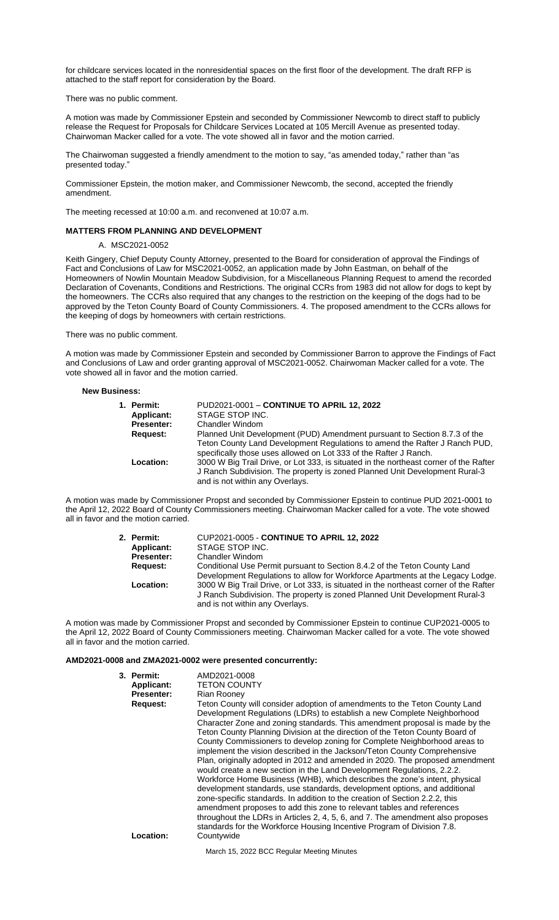for childcare services located in the nonresidential spaces on the first floor of the development. The draft RFP is attached to the staff report for consideration by the Board.

There was no public comment.

A motion was made by Commissioner Epstein and seconded by Commissioner Newcomb to direct staff to publicly release the Request for Proposals for Childcare Services Located at 105 Mercill Avenue as presented today. Chairwoman Macker called for a vote. The vote showed all in favor and the motion carried.

The Chairwoman suggested a friendly amendment to the motion to say, "as amended today," rather than "as presented today."

Commissioner Epstein, the motion maker, and Commissioner Newcomb, the second, accepted the friendly amendment.

The meeting recessed at 10:00 a.m. and reconvened at 10:07 a.m.

## MATTERS FROM PLANNING AND DEVELOPMENT

A. MSC2021-0052

Keith Gingery, Chief Deputy County Attorney, presented to the Board for consideration of approval the Findings of Fact and Conclusions of Law for MSC2021-0052, an application made by John Eastman, on behalf of the Homeowners of Nowlin Mountain Meadow Subdivision, for a Miscellaneous Planning Request to amend the recorded Declaration of Covenants, Conditions and Restrictions. The original CCRs from 1983 did not allow for dogs to kept by the homeowners. The CCRs also required that any changes to the restriction on the keeping of the dogs had to be approved by the Teton County Board of County Commissioners. 4. The proposed amendment to the CCRs allows for the keeping of dogs by homeowners with certain restrictions.

There was no public comment.

A motion was made by Commissioner Epstein and seconded by Commissioner Barron to approve the Findings of Fact and Conclusions of Law and order granting approval of MSC2021-0052. Chairwoman Macker called for a vote. The vote showed all in favor and the motion carried.

**New Business:**

| | |
|---|---|
| **1. Permit:** | PUD2021-0001 – **CONTINUE TO APRIL 12, 2022** |
| **Applicant:** | STAGE STOP INC. |
| **Presenter:** | Chandler Windom |
| **Request:** | Planned Unit Development (PUD) Amendment pursuant to Section 8.7.3 of the Teton County Land Development Regulations to amend the Rafter J Ranch PUD, specifically those uses allowed on Lot 333 of the Rafter J Ranch. |
| **Location:** | 3000 W Big Trail Drive, or Lot 333, is situated in the northeast corner of the Rafter J Ranch Subdivision. The property is zoned Planned Unit Development Rural-3 and is not within any Overlays. |

A motion was made by Commissioner Propst and seconded by Commissioner Epstein to continue PUD 2021-0001 to the April 12, 2022 Board of County Commissioners meeting. Chairwoman Macker called for a vote. The vote showed all in favor and the motion carried.

| | |
|---|---|
| **2. Permit:** | CUP2021-0005 - **CONTINUE TO APRIL 12, 2022** |
| **Applicant:** | STAGE STOP INC. |
| **Presenter:** | Chandler Windom |
| **Request:** | Conditional Use Permit pursuant to Section 8.4.2 of the Teton County Land Development Regulations to allow for Workforce Apartments at the Legacy Lodge. |
| **Location:** | 3000 W Big Trail Drive, or Lot 333, is situated in the northeast corner of the Rafter J Ranch Subdivision. The property is zoned Planned Unit Development Rural-3 and is not within any Overlays. |

A motion was made by Commissioner Propst and seconded by Commissioner Epstein to continue CUP2021-0005 to the April 12, 2022 Board of County Commissioners meeting. Chairwoman Macker called for a vote. The vote showed all in favor and the motion carried.

**AMD2021-0008 and ZMA2021-0002 were presented concurrently:**

| | |
|---|---|
| **3. Permit:** | AMD2021-0008 |
| **Applicant:** | TETON COUNTY |
| **Presenter:** | Rian Rooney |
| **Request:** | Teton County will consider adoption of amendments to the Teton County Land Development Regulations (LDRs) to establish a new Complete Neighborhood Character Zone and zoning standards. This amendment proposal is made by the Teton County Planning Division at the direction of the Teton County Board of County Commissioners to develop zoning for Complete Neighborhood areas to implement the vision described in the Jackson/Teton County Comprehensive Plan, originally adopted in 2012 and amended in 2020. The proposed amendment would create a new section in the Land Development Regulations, 2.2.2. Workforce Home Business (WHB), which describes the zone's intent, physical development standards, use standards, development options, and additional zone-specific standards. In addition to the creation of Section 2.2.2, this amendment proposes to add this zone to relevant tables and references throughout the LDRs in Articles 2, 4, 5, 6, and 7. The amendment also proposes standards for the Workforce Housing Incentive Program of Division 7.8. |
| **Location:** | Countywide |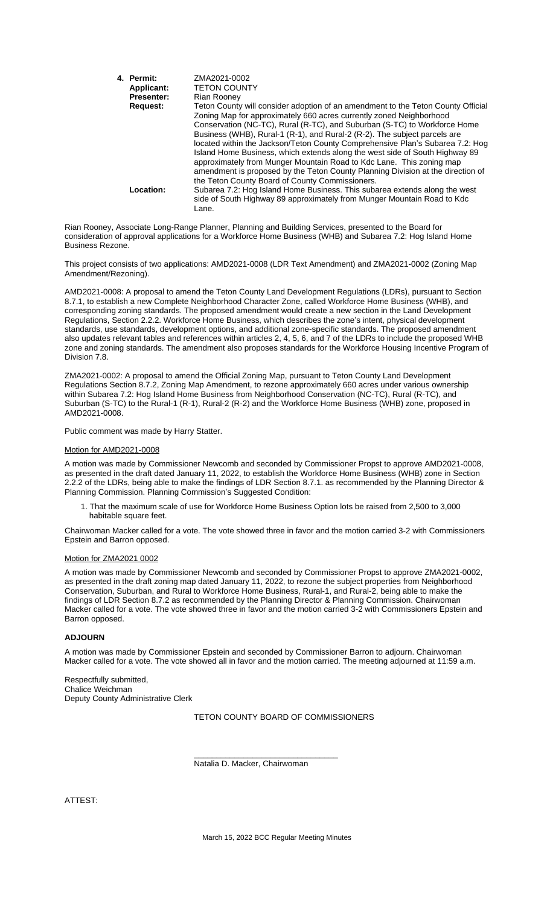4. **Permit:** ZMA2021-0002
   **Applicant:** TETON COUNTY
   **Presenter:** Rian Rooney
   **Request:** Teton County will consider adoption of an amendment to the Teton County Official Zoning Map for approximately 660 acres currently zoned Neighborhood Conservation (NC-TC), Rural (R-TC), and Suburban (S-TC) to Workforce Home Business (WHB), Rural-1 (R-1), and Rural-2 (R-2). The subject parcels are located within the Jackson/Teton County Comprehensive Plan's Subarea 7.2: Hog Island Home Business, which extends along the west side of South Highway 89 approximately from Munger Mountain Road to Kdc Lane. This zoning map amendment is proposed by the Teton County Planning Division at the direction of the Teton County Board of County Commissioners.
   **Location:** Subarea 7.2: Hog Island Home Business. This subarea extends along the west side of South Highway 89 approximately from Munger Mountain Road to Kdc Lane.

Rian Rooney, Associate Long-Range Planner, Planning and Building Services, presented to the Board for consideration of approval applications for a Workforce Home Business (WHB) and Subarea 7.2: Hog Island Home Business Rezone.

This project consists of two applications: AMD2021-0008 (LDR Text Amendment) and ZMA2021-0002 (Zoning Map Amendment/Rezoning).

AMD2021-0008: A proposal to amend the Teton County Land Development Regulations (LDRs), pursuant to Section 8.7.1, to establish a new Complete Neighborhood Character Zone, called Workforce Home Business (WHB), and corresponding zoning standards. The proposed amendment would create a new section in the Land Development Regulations, Section 2.2.2. Workforce Home Business, which describes the zone's intent, physical development standards, use standards, development options, and additional zone-specific standards. The proposed amendment also updates relevant tables and references within articles 2, 4, 5, 6, and 7 of the LDRs to include the proposed WHB zone and zoning standards. The amendment also proposes standards for the Workforce Housing Incentive Program of Division 7.8.

ZMA2021-0002: A proposal to amend the Official Zoning Map, pursuant to Teton County Land Development Regulations Section 8.7.2, Zoning Map Amendment, to rezone approximately 660 acres under various ownership within Subarea 7.2: Hog Island Home Business from Neighborhood Conservation (NC-TC), Rural (R-TC), and Suburban (S-TC) to the Rural-1 (R-1), Rural-2 (R-2) and the Workforce Home Business (WHB) zone, proposed in AMD2021-0008.

Public comment was made by Harry Statter.

Motion for AMD2021-0008

A motion was made by Commissioner Newcomb and seconded by Commissioner Propst to approve AMD2021-0008, as presented in the draft dated January 11, 2022, to establish the Workforce Home Business (WHB) zone in Section 2.2.2 of the LDRs, being able to make the findings of LDR Section 8.7.1. as recommended by the Planning Director & Planning Commission. Planning Commission's Suggested Condition:

1. That the maximum scale of use for Workforce Home Business Option lots be raised from 2,500 to 3,000 habitable square feet.

Chairwoman Macker called for a vote. The vote showed three in favor and the motion carried 3-2 with Commissioners Epstein and Barron opposed.

Motion for ZMA2021 0002

A motion was made by Commissioner Newcomb and seconded by Commissioner Propst to approve ZMA2021-0002, as presented in the draft zoning map dated January 11, 2022, to rezone the subject properties from Neighborhood Conservation, Suburban, and Rural to Workforce Home Business, Rural-1, and Rural-2, being able to make the findings of LDR Section 8.7.2 as recommended by the Planning Director & Planning Commission. Chairwoman Macker called for a vote. The vote showed three in favor and the motion carried 3-2 with Commissioners Epstein and Barron opposed.

**ADJOURN**

A motion was made by Commissioner Epstein and seconded by Commissioner Barron to adjourn. Chairwoman Macker called for a vote. The vote showed all in favor and the motion carried. The meeting adjourned at 11:59 a.m.

Respectfully submitted,
Chalice Weichman
Deputy County Administrative Clerk

TETON COUNTY BOARD OF COMMISSIONERS

\_\_\_\_\_\_\_\_\_\_\_\_\_\_\_\_\_\_\_\_\_\_\_\_\_\_\_\_\_\_\_\_
Natalia D. Macker, Chairwoman

ATTEST: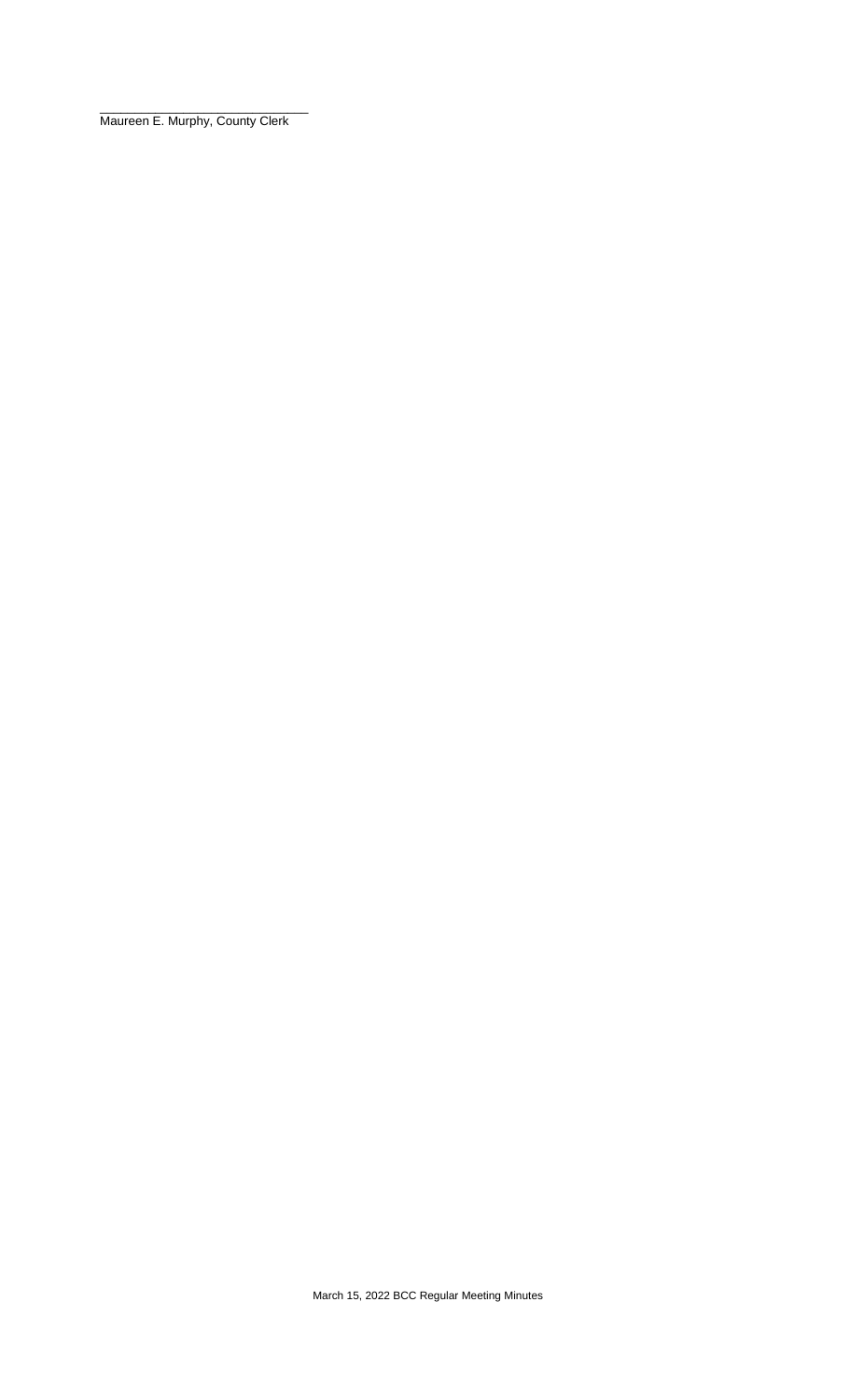\_\_\_\_\_\_\_\_\_\_\_\_\_\_\_\_\_\_\_\_\_\_\_\_\_\_\_\_\_\_

Maureen E. Murphy, County Clerk